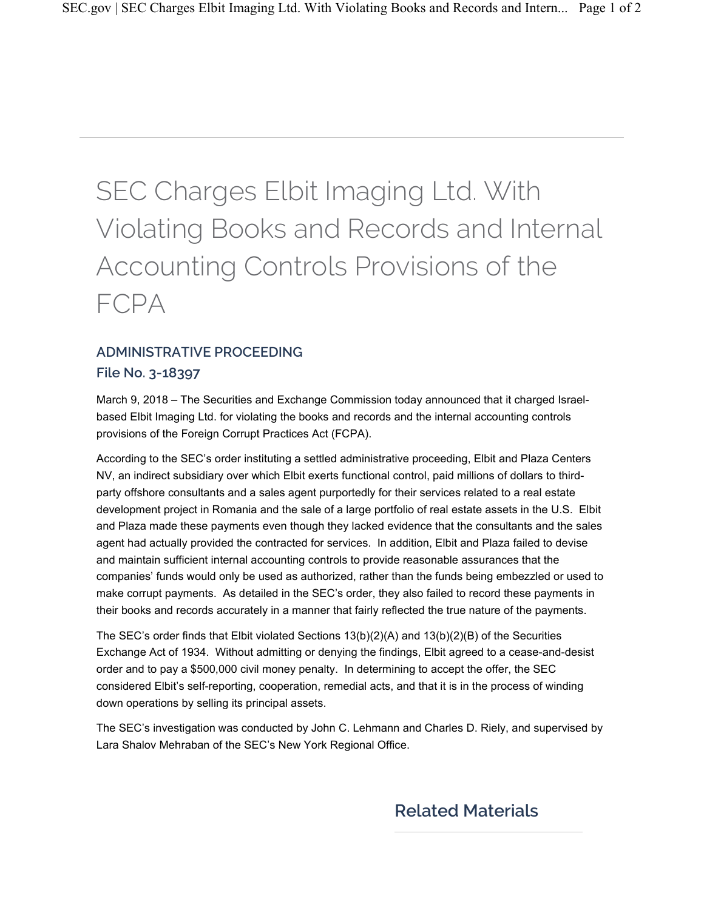# SEC Charges Elbit Imaging Ltd. With Violating Books and Records and Internal Accounting Controls Provisions of the FCPA

## ADMINISTRATIVE PROCEEDING
## File No. 3-18397

March 9, 2018 – The Securities and Exchange Commission today announced that it charged Israel-based Elbit Imaging Ltd. for violating the books and records and the internal accounting controls provisions of the Foreign Corrupt Practices Act (FCPA).

According to the SEC's order instituting a settled administrative proceeding, Elbit and Plaza Centers NV, an indirect subsidiary over which Elbit exerts functional control, paid millions of dollars to third-party offshore consultants and a sales agent purportedly for their services related to a real estate development project in Romania and the sale of a large portfolio of real estate assets in the U.S. Elbit and Plaza made these payments even though they lacked evidence that the consultants and the sales agent had actually provided the contracted for services. In addition, Elbit and Plaza failed to devise and maintain sufficient internal accounting controls to provide reasonable assurances that the companies' funds would only be used as authorized, rather than the funds being embezzled or used to make corrupt payments. As detailed in the SEC's order, they also failed to record these payments in their books and records accurately in a manner that fairly reflected the true nature of the payments.

The SEC's order finds that Elbit violated Sections 13(b)(2)(A) and 13(b)(2)(B) of the Securities Exchange Act of 1934. Without admitting or denying the findings, Elbit agreed to a cease-and-desist order and to pay a $500,000 civil money penalty. In determining to accept the offer, the SEC considered Elbit's self-reporting, cooperation, remedial acts, and that it is in the process of winding down operations by selling its principal assets.

The SEC's investigation was conducted by John C. Lehmann and Charles D. Riely, and supervised by Lara Shalov Mehraban of the SEC's New York Regional Office.

## Related Materials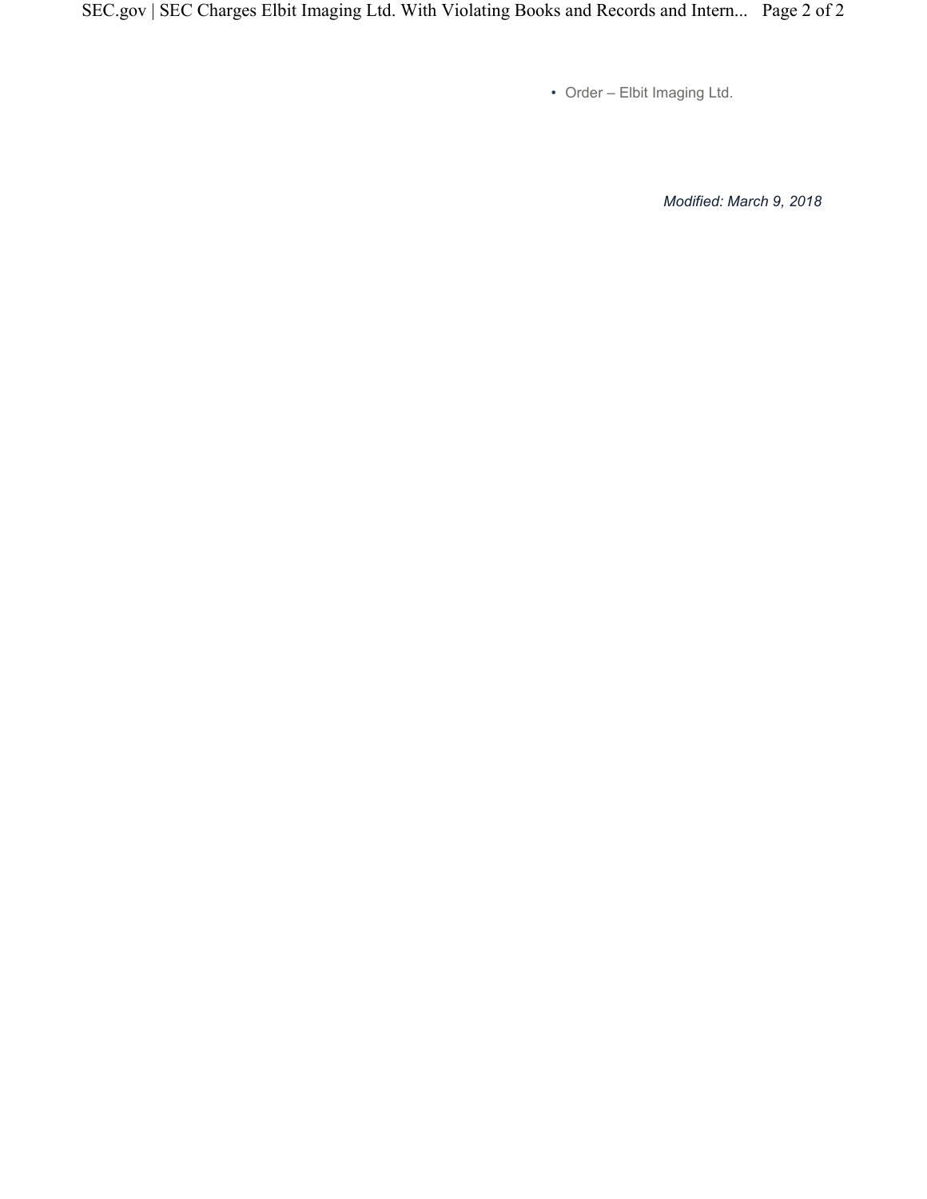- Order – Elbit Imaging Ltd.

*Modified: March 9, 2018*